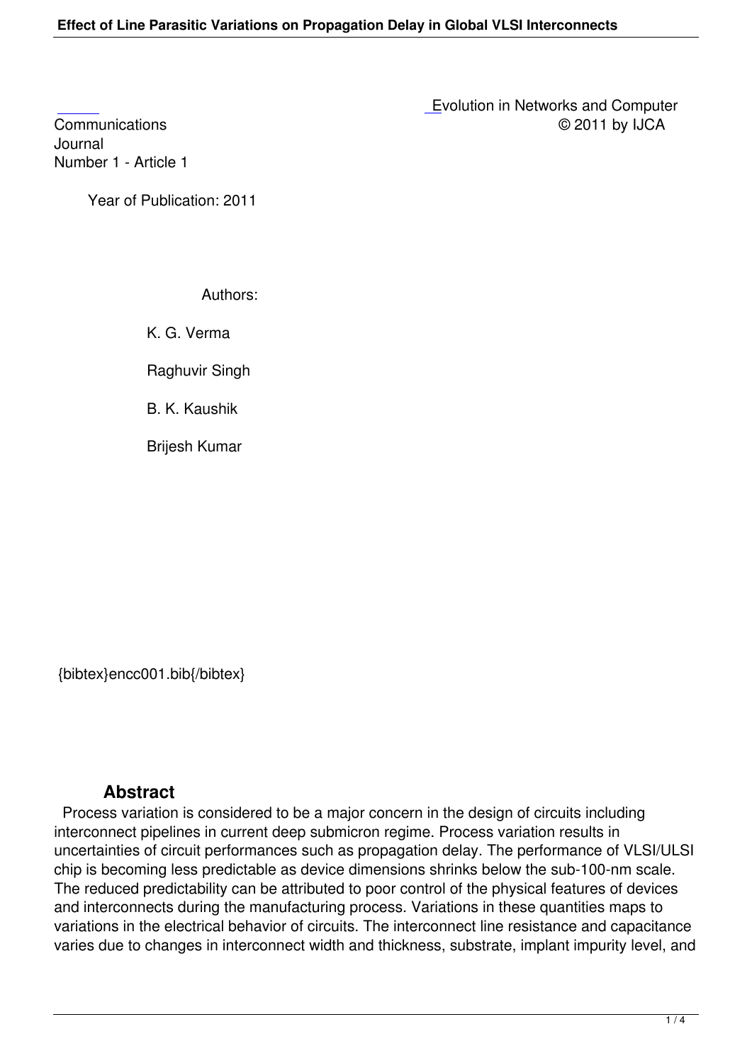Evolution in Networks and Computer Communications © 2011 by IJCA Journal
Number 1 - Article 1

Year of Publication: 2011

Authors:

K. G. Verma

Raghuvir Singh

B. K. Kaushik

Brijesh Kumar

{bibtex}encc001.bib{/bibtex}

## Abstract

Process variation is considered to be a major concern in the design of circuits including interconnect pipelines in current deep submicron regime. Process variation results in uncertainties of circuit performances such as propagation delay. The performance of VLSI/ULSI chip is becoming less predictable as device dimensions shrinks below the sub-100-nm scale. The reduced predictability can be attributed to poor control of the physical features of devices and interconnects during the manufacturing process. Variations in these quantities maps to variations in the electrical behavior of circuits. The interconnect line resistance and capacitance varies due to changes in interconnect width and thickness, substrate, implant impurity level, and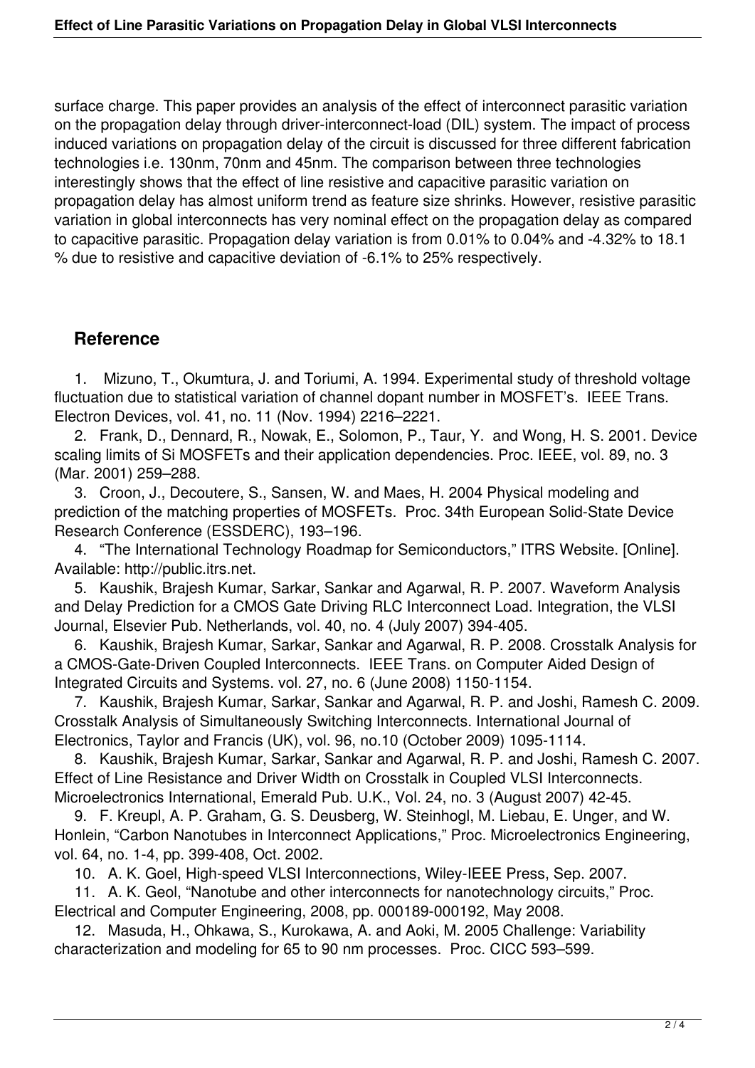surface charge. This paper provides an analysis of the effect of interconnect parasitic variation on the propagation delay through driver-interconnect-load (DIL) system. The impact of process induced variations on propagation delay of the circuit is discussed for three different fabrication technologies i.e. 130nm, 70nm and 45nm. The comparison between three technologies interestingly shows that the effect of line resistive and capacitive parasitic variation on propagation delay has almost uniform trend as feature size shrinks. However, resistive parasitic variation in global interconnects has very nominal effect on the propagation delay as compared to capacitive parasitic. Propagation delay variation is from 0.01% to 0.04% and -4.32% to 18.1 % due to resistive and capacitive deviation of -6.1% to 25% respectively.

## Reference

1. Mizuno, T., Okumtura, J. and Toriumi, A. 1994. Experimental study of threshold voltage fluctuation due to statistical variation of channel dopant number in MOSFET's. IEEE Trans. Electron Devices, vol. 41, no. 11 (Nov. 1994) 2216–2221.
2. Frank, D., Dennard, R., Nowak, E., Solomon, P., Taur, Y. and Wong, H. S. 2001. Device scaling limits of Si MOSFETs and their application dependencies. Proc. IEEE, vol. 89, no. 3 (Mar. 2001) 259–288.
3. Croon, J., Decoutere, S., Sansen, W. and Maes, H. 2004 Physical modeling and prediction of the matching properties of MOSFETs. Proc. 34th European Solid-State Device Research Conference (ESSDERC), 193–196.
4. "The International Technology Roadmap for Semiconductors," ITRS Website. [Online]. Available: http://public.itrs.net.
5. Kaushik, Brajesh Kumar, Sarkar, Sankar and Agarwal, R. P. 2007. Waveform Analysis and Delay Prediction for a CMOS Gate Driving RLC Interconnect Load. Integration, the VLSI Journal, Elsevier Pub. Netherlands, vol. 40, no. 4 (July 2007) 394-405.
6. Kaushik, Brajesh Kumar, Sarkar, Sankar and Agarwal, R. P. 2008. Crosstalk Analysis for a CMOS-Gate-Driven Coupled Interconnects. IEEE Trans. on Computer Aided Design of Integrated Circuits and Systems. vol. 27, no. 6 (June 2008) 1150-1154.
7. Kaushik, Brajesh Kumar, Sarkar, Sankar and Agarwal, R. P. and Joshi, Ramesh C. 2009. Crosstalk Analysis of Simultaneously Switching Interconnects. International Journal of Electronics, Taylor and Francis (UK), vol. 96, no.10 (October 2009) 1095-1114.
8. Kaushik, Brajesh Kumar, Sarkar, Sankar and Agarwal, R. P. and Joshi, Ramesh C. 2007. Effect of Line Resistance and Driver Width on Crosstalk in Coupled VLSI Interconnects. Microelectronics International, Emerald Pub. U.K., Vol. 24, no. 3 (August 2007) 42-45.
9. F. Kreupl, A. P. Graham, G. S. Deusberg, W. Steinhogl, M. Liebau, E. Unger, and W. Honlein, "Carbon Nanotubes in Interconnect Applications," Proc. Microelectronics Engineering, vol. 64, no. 1-4, pp. 399-408, Oct. 2002.
10. A. K. Goel, High-speed VLSI Interconnections, Wiley-IEEE Press, Sep. 2007.
11. A. K. Geol, "Nanotube and other interconnects for nanotechnology circuits," Proc. Electrical and Computer Engineering, 2008, pp. 000189-000192, May 2008.
12. Masuda, H., Ohkawa, S., Kurokawa, A. and Aoki, M. 2005 Challenge: Variability characterization and modeling for 65 to 90 nm processes. Proc. CICC 593–599.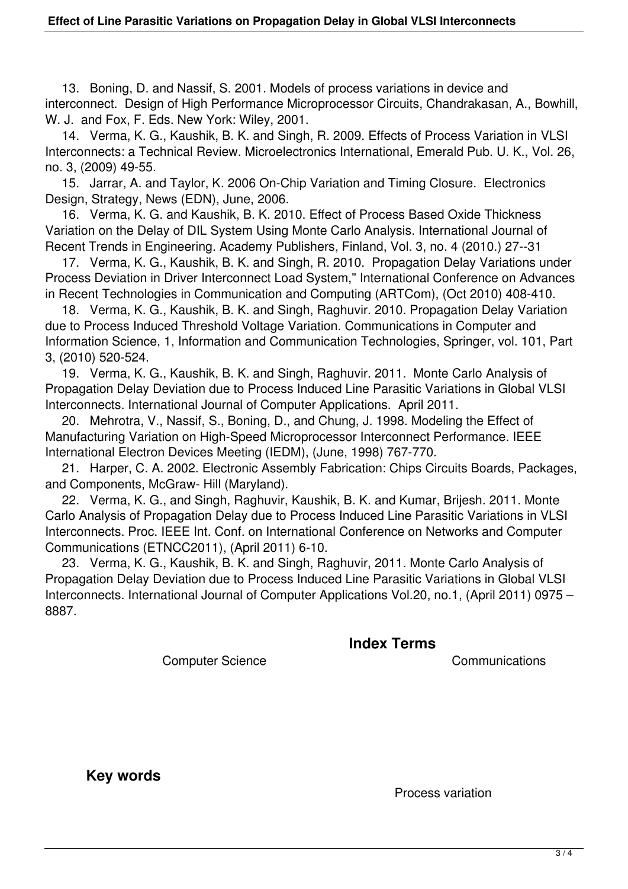13. Boning, D. and Nassif, S. 2001. Models of process variations in device and interconnect. Design of High Performance Microprocessor Circuits, Chandrakasan, A., Bowhill, W. J. and Fox, F. Eds. New York: Wiley, 2001.

14. Verma, K. G., Kaushik, B. K. and Singh, R. 2009. Effects of Process Variation in VLSI Interconnects: a Technical Review. Microelectronics International, Emerald Pub. U. K., Vol. 26, no. 3, (2009) 49-55.

15. Jarrar, A. and Taylor, K. 2006 On-Chip Variation and Timing Closure. Electronics Design, Strategy, News (EDN), June, 2006.

16. Verma, K. G. and Kaushik, B. K. 2010. Effect of Process Based Oxide Thickness Variation on the Delay of DIL System Using Monte Carlo Analysis. International Journal of Recent Trends in Engineering. Academy Publishers, Finland, Vol. 3, no. 4 (2010.) 27--31

17. Verma, K. G., Kaushik, B. K. and Singh, R. 2010. Propagation Delay Variations under Process Deviation in Driver Interconnect Load System," International Conference on Advances in Recent Technologies in Communication and Computing (ARTCom), (Oct 2010) 408-410.

18. Verma, K. G., Kaushik, B. K. and Singh, Raghuvir. 2010. Propagation Delay Variation due to Process Induced Threshold Voltage Variation. Communications in Computer and Information Science, 1, Information and Communication Technologies, Springer, vol. 101, Part 3, (2010) 520-524.

19. Verma, K. G., Kaushik, B. K. and Singh, Raghuvir. 2011. Monte Carlo Analysis of Propagation Delay Deviation due to Process Induced Line Parasitic Variations in Global VLSI Interconnects. International Journal of Computer Applications. April 2011.

20. Mehrotra, V., Nassif, S., Boning, D., and Chung, J. 1998. Modeling the Effect of Manufacturing Variation on High-Speed Microprocessor Interconnect Performance. IEEE International Electron Devices Meeting (IEDM), (June, 1998) 767-770.

21. Harper, C. A. 2002. Electronic Assembly Fabrication: Chips Circuits Boards, Packages, and Components, McGraw- Hill (Maryland).

22. Verma, K. G., and Singh, Raghuvir, Kaushik, B. K. and Kumar, Brijesh. 2011. Monte Carlo Analysis of Propagation Delay due to Process Induced Line Parasitic Variations in VLSI Interconnects. Proc. IEEE Int. Conf. on International Conference on Networks and Computer Communications (ETNCC2011), (April 2011) 6-10.

23. Verma, K. G., Kaushik, B. K. and Singh, Raghuvir, 2011. Monte Carlo Analysis of Propagation Delay Deviation due to Process Induced Line Parasitic Variations in Global VLSI Interconnects. International Journal of Computer Applications Vol.20, no.1, (April 2011) 0975 – 8887.

## Index Terms

Computer Science

Communications

## Key words

Process variation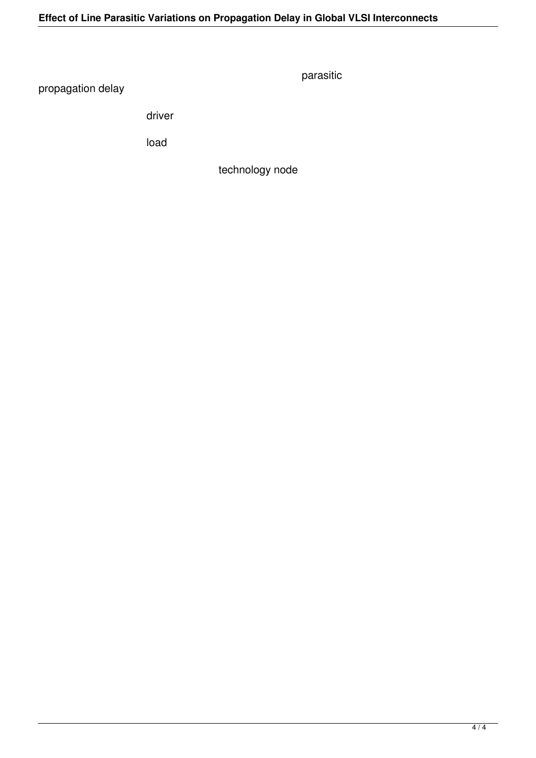parasitic

propagation delay

driver

load

technology node